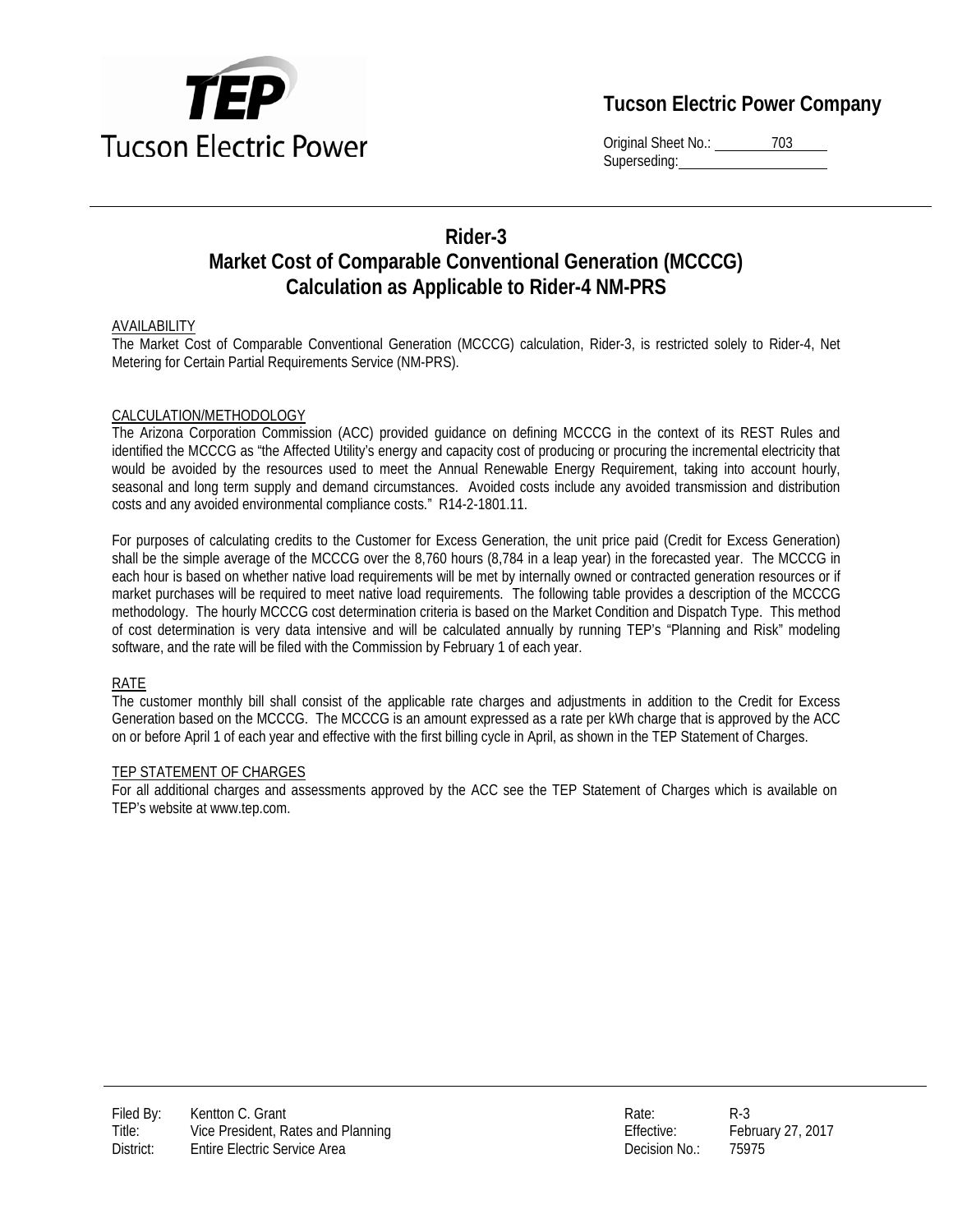**Tucson Electric Power Company**

Original Sheet No.: 703
Superseding:

# Rider-3
# Market Cost of Comparable Conventional Generation (MCCCG) Calculation as Applicable to Rider-4 NM-PRS

AVAILABILITY

The Market Cost of Comparable Conventional Generation (MCCCG) calculation, Rider-3, is restricted solely to Rider-4, Net Metering for Certain Partial Requirements Service (NM-PRS).

CALCULATION/METHODOLOGY

The Arizona Corporation Commission (ACC) provided guidance on defining MCCCG in the context of its REST Rules and identified the MCCCG as "the Affected Utility's energy and capacity cost of producing or procuring the incremental electricity that would be avoided by the resources used to meet the Annual Renewable Energy Requirement, taking into account hourly, seasonal and long term supply and demand circumstances. Avoided costs include any avoided transmission and distribution costs and any avoided environmental compliance costs." R14-2-1801.11.

For purposes of calculating credits to the Customer for Excess Generation, the unit price paid (Credit for Excess Generation) shall be the simple average of the MCCCG over the 8,760 hours (8,784 in a leap year) in the forecasted year. The MCCCG in each hour is based on whether native load requirements will be met by internally owned or contracted generation resources or if market purchases will be required to meet native load requirements. The following table provides a description of the MCCCG methodology. The hourly MCCCG cost determination criteria is based on the Market Condition and Dispatch Type. This method of cost determination is very data intensive and will be calculated annually by running TEP's "Planning and Risk" modeling software, and the rate will be filed with the Commission by February 1 of each year.

RATE

The customer monthly bill shall consist of the applicable rate charges and adjustments in addition to the Credit for Excess Generation based on the MCCCG. The MCCCG is an amount expressed as a rate per kWh charge that is approved by the ACC on or before April 1 of each year and effective with the first billing cycle in April, as shown in the TEP Statement of Charges.

TEP STATEMENT OF CHARGES

For all additional charges and assessments approved by the ACC see the TEP Statement of Charges which is available on TEP's website at www.tep.com.

Filed By: Kentton C. Grant
Title: Vice President, Rates and Planning
District: Entire Electric Service Area

Rate: R-3
Effective: February 27, 2017
Decision No.: 75975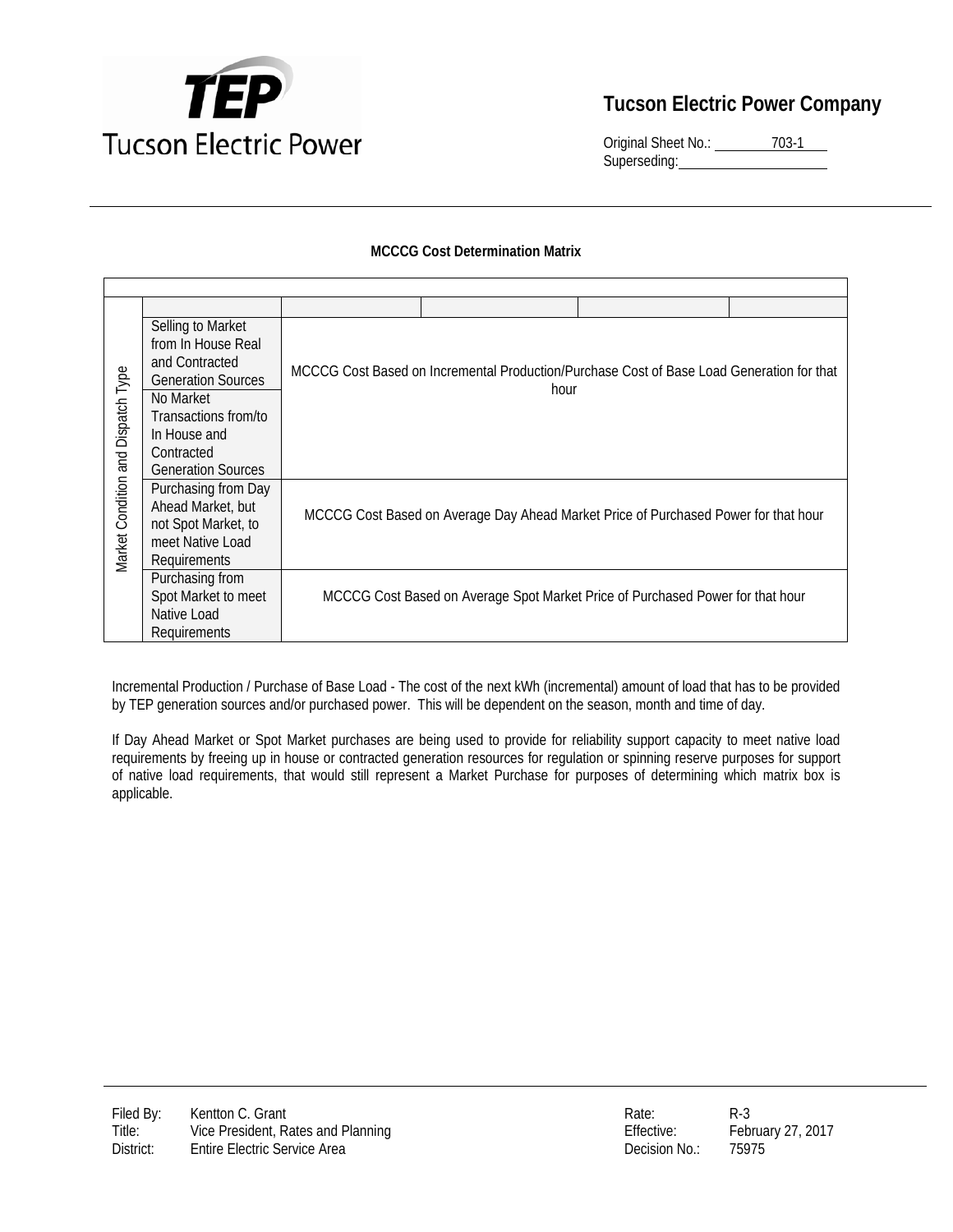Tucson Electric Power Company

Original Sheet No.: 703-1
Superseding:

**MCCCG Cost Determination Matrix**

| Market Condition and Dispatch Type | | |
|---|---|---|
| | Selling to Market from In House Real and Contracted Generation Sources | MCCCG Cost Based on Incremental Production/Purchase Cost of Base Load Generation for that hour |
| | No Market Transactions from/to In House and Contracted Generation Sources | |
| | Purchasing from Day Ahead Market, but not Spot Market, to meet Native Load Requirements | MCCCG Cost Based on Average Day Ahead Market Price of Purchased Power for that hour |
| | Purchasing from Spot Market to meet Native Load Requirements | MCCCG Cost Based on Average Spot Market Price of Purchased Power for that hour |

Incremental Production / Purchase of Base Load - The cost of the next kWh (incremental) amount of load that has to be provided by TEP generation sources and/or purchased power. This will be dependent on the season, month and time of day.

If Day Ahead Market or Spot Market purchases are being used to provide for reliability support capacity to meet native load requirements by freeing up in house or contracted generation resources for regulation or spinning reserve purposes for support of native load requirements, that would still represent a Market Purchase for purposes of determining which matrix box is applicable.

Filed By: Kentton C. Grant
Title: Vice President, Rates and Planning
District: Entire Electric Service Area

Rate: R-3
Effective: February 27, 2017
Decision No.: 75975